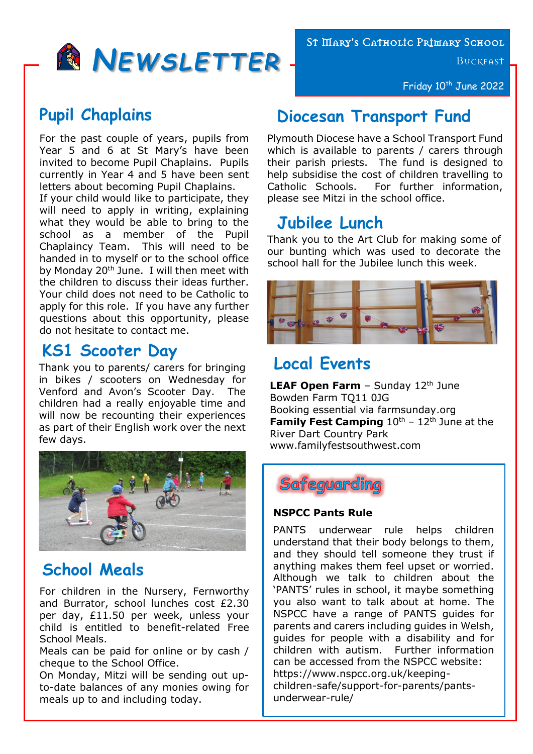# Newsletter

**St Mary's Catholic Primary School**
Buckfast

Friday 10th June 2022

## Pupil Chaplains

For the past couple of years, pupils from Year 5 and 6 at St Mary's have been invited to become Pupil Chaplains. Pupils currently in Year 4 and 5 have been sent letters about becoming Pupil Chaplains.
If your child would like to participate, they will need to apply in writing, explaining what they would be able to bring to the school as a member of the Pupil Chaplaincy Team. This will need to be handed in to myself or to the school office by Monday 20th June. I will then meet with the children to discuss their ideas further. Your child does not need to be Catholic to apply for this role. If you have any further questions about this opportunity, please do not hesitate to contact me.

## KS1 Scooter Day

Thank you to parents/ carers for bringing in bikes / scooters on Wednesday for Venford and Avon's Scooter Day. The children had a really enjoyable time and will now be recounting their experiences as part of their English work over the next few days.

## School Meals

For children in the Nursery, Fernworthy and Burrator, school lunches cost £2.30 per day, £11.50 per week, unless your child is entitled to benefit-related Free School Meals.
Meals can be paid for online or by cash / cheque to the School Office.
On Monday, Mitzi will be sending out up-to-date balances of any monies owing for meals up to and including today.

## Diocesan Transport Fund

Plymouth Diocese have a School Transport Fund which is available to parents / carers through their parish priests. The fund is designed to help subsidise the cost of children travelling to Catholic Schools. For further information, please see Mitzi in the school office.

## Jubilee Lunch

Thank you to the Art Club for making some of our bunting which was used to decorate the school hall for the Jubilee lunch this week.

## Local Events

**LEAF Open Farm** – Sunday 12th June
Bowden Farm TQ11 0JG
Booking essential via farmsunday.org
**Family Fest Camping** 10th – 12th June at the River Dart Country Park
www.familyfestsouthwest.com

## Safeguarding

**NSPCC Pants Rule**

PANTS underwear rule helps children understand that their body belongs to them, and they should tell someone they trust if anything makes them feel upset or worried. Although we talk to children about the 'PANTS' rules in school, it maybe something you also want to talk about at home. The NSPCC have a range of PANTS guides for parents and carers including guides in Welsh, guides for people with a disability and for children with autism. Further information can be accessed from the NSPCC website: https://www.nspcc.org.uk/keeping-children-safe/support-for-parents/pants-underwear-rule/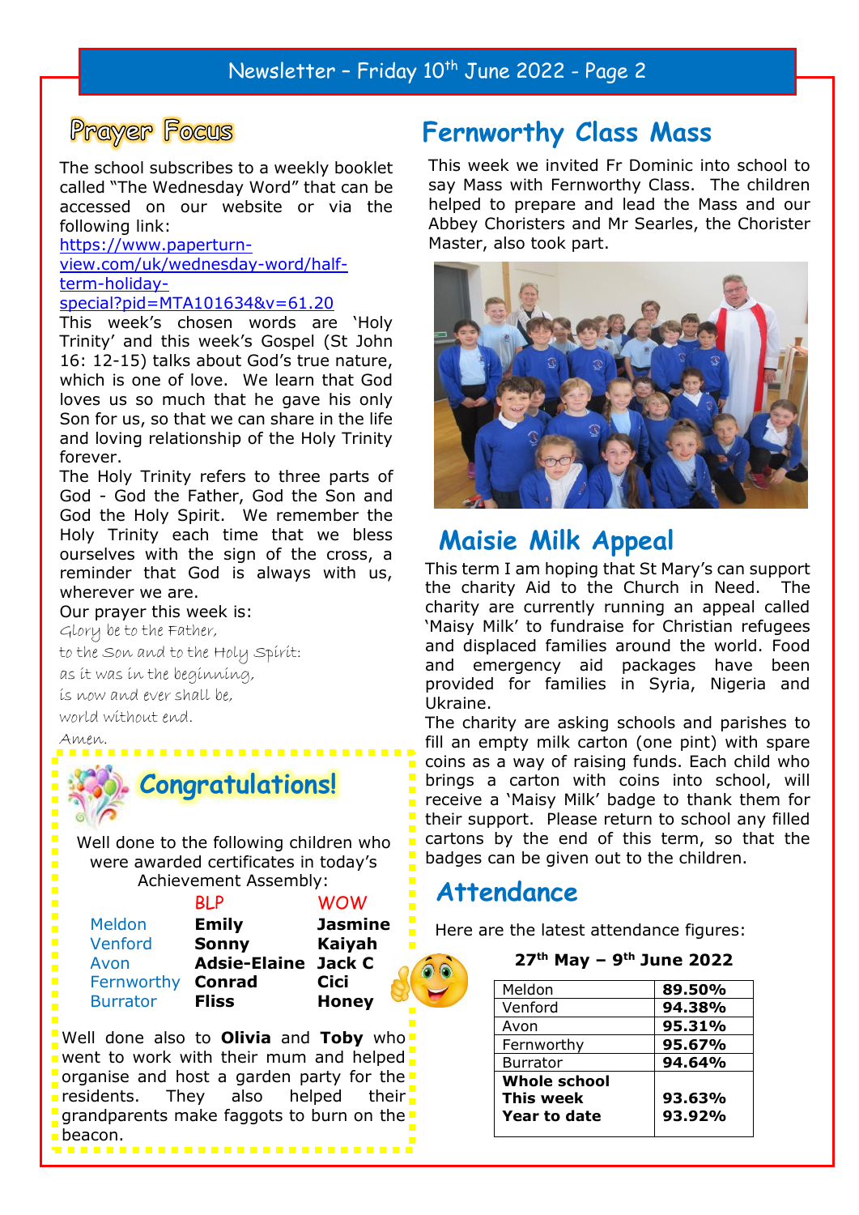## Prayer Focus

The school subscribes to a weekly booklet called "The Wednesday Word" that can be accessed on our website or via the following link: [https://www.paperturn-view.com/uk/wednesday-word/half-term-holiday-special?pid=MTA101634&v=61.20](https://www.paperturn-view.com/uk/wednesday-word/half-term-holiday-special?pid=MTA101634&v=61.20)

This week's chosen words are 'Holy Trinity' and this week's Gospel (St John 16: 12-15) talks about God's true nature, which is one of love. We learn that God loves us so much that he gave his only Son for us, so that we can share in the life and loving relationship of the Holy Trinity forever.

The Holy Trinity refers to three parts of God - God the Father, God the Son and God the Holy Spirit. We remember the Holy Trinity each time that we bless ourselves with the sign of the cross, a reminder that God is always with us, wherever we are.

Our prayer this week is:

*Glory be to the Father,*
*to the Son and to the Holy Spirit:*
*as it was in the beginning,*
*is now and ever shall be,*
*world without end.*
*Amen.*

## Congratulations!

Well done to the following children who were awarded certificates in today's Achievement Assembly:

| | BLP | WOW |
|---|---|---|
| Meldon | **Emily** | **Jasmine** |
| Venford | **Sonny** | **Kaiyah** |
| Avon | **Adsie-Elaine** | **Jack C** |
| Fernworthy | **Conrad** | **Cici** |
| Burrator | **Fliss** | **Honey** |

Well done also to **Olivia** and **Toby** who went to work with their mum and helped organise and host a garden party for the residents. They also helped their grandparents make faggots to burn on the beacon.

## Fernworthy Class Mass

This week we invited Fr Dominic into school to say Mass with Fernworthy Class. The children helped to prepare and lead the Mass and our Abbey Choristers and Mr Searles, the Chorister Master, also took part.

## Maisie Milk Appeal

This term I am hoping that St Mary's can support the charity Aid to the Church in Need. The charity are currently running an appeal called 'Maisy Milk' to fundraise for Christian refugees and displaced families around the world. Food and emergency aid packages have been provided for families in Syria, Nigeria and Ukraine.

The charity are asking schools and parishes to fill an empty milk carton (one pint) with spare coins as a way of raising funds. Each child who brings a carton with coins into school, will receive a 'Maisy Milk' badge to thank them for their support. Please return to school any filled cartons by the end of this term, so that the badges can be given out to the children.

## Attendance

Here are the latest attendance figures:

**27th May – 9th June 2022**

| | |
|---|---|
| Meldon | **89.50%** |
| Venford | **94.38%** |
| Avon | **95.31%** |
| Fernworthy | **95.67%** |
| Burrator | **94.64%** |
| **Whole school** | |
| **This week** | **93.63%** |
| **Year to date** | **93.92%** |